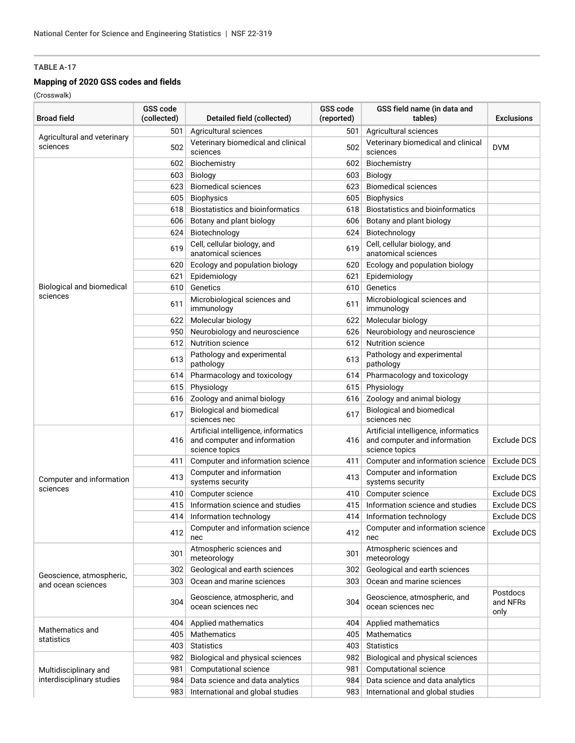**TABLE A-17**

**Mapping of 2020 GSS codes and fields**

(Crosswalk)

| Broad field | GSS code (collected) | Detailed field (collected) | GSS code (reported) | GSS field name (in data and tables) | Exclusions |
|---|---|---|---|---|---|
| Agricultural and veterinary sciences | 501 | Agricultural sciences | 501 | Agricultural sciences | |
| | 502 | Veterinary biomedical and clinical sciences | 502 | Veterinary biomedical and clinical sciences | DVM |
| Biological and biomedical sciences | 602 | Biochemistry | 602 | Biochemistry | |
| | 603 | Biology | 603 | Biology | |
| | 623 | Biomedical sciences | 623 | Biomedical sciences | |
| | 605 | Biophysics | 605 | Biophysics | |
| | 618 | Biostatistics and bioinformatics | 618 | Biostatistics and bioinformatics | |
| | 606 | Botany and plant biology | 606 | Botany and plant biology | |
| | 624 | Biotechnology | 624 | Biotechnology | |
| | 619 | Cell, cellular biology, and anatomical sciences | 619 | Cell, cellular biology, and anatomical sciences | |
| | 620 | Ecology and population biology | 620 | Ecology and population biology | |
| | 621 | Epidemiology | 621 | Epidemiology | |
| | 610 | Genetics | 610 | Genetics | |
| | 611 | Microbiological sciences and immunology | 611 | Microbiological sciences and immunology | |
| | 622 | Molecular biology | 622 | Molecular biology | |
| | 950 | Neurobiology and neuroscience | 626 | Neurobiology and neuroscience | |
| | 612 | Nutrition science | 612 | Nutrition science | |
| | 613 | Pathology and experimental pathology | 613 | Pathology and experimental pathology | |
| | 614 | Pharmacology and toxicology | 614 | Pharmacology and toxicology | |
| | 615 | Physiology | 615 | Physiology | |
| | 616 | Zoology and animal biology | 616 | Zoology and animal biology | |
| | 617 | Biological and biomedical sciences nec | 617 | Biological and biomedical sciences nec | |
| Computer and information sciences | 416 | Artificial intelligence, informatics and computer and information science topics | 416 | Artificial intelligence, informatics and computer and information science topics | Exclude DCS |
| | 411 | Computer and information science | 411 | Computer and information science | Exclude DCS |
| | 413 | Computer and information systems security | 413 | Computer and information systems security | Exclude DCS |
| | 410 | Computer science | 410 | Computer science | Exclude DCS |
| | 415 | Information science and studies | 415 | Information science and studies | Exclude DCS |
| | 414 | Information technology | 414 | Information technology | Exclude DCS |
| | 412 | Computer and information science nec | 412 | Computer and information science nec | Exclude DCS |
| Geoscience, atmospheric, and ocean sciences | 301 | Atmospheric sciences and meteorology | 301 | Atmospheric sciences and meteorology | |
| | 302 | Geological and earth sciences | 302 | Geological and earth sciences | |
| | 303 | Ocean and marine sciences | 303 | Ocean and marine sciences | |
| | 304 | Geoscience, atmospheric, and ocean sciences nec | 304 | Geoscience, atmospheric, and ocean sciences nec | Postdocs and NFRs only |
| Mathematics and statistics | 404 | Applied mathematics | 404 | Applied mathematics | |
| | 405 | Mathematics | 405 | Mathematics | |
| | 403 | Statistics | 403 | Statistics | |
| Multidisciplinary and interdisciplinary studies | 982 | Biological and physical sciences | 982 | Biological and physical sciences | |
| | 981 | Computational science | 981 | Computational science | |
| | 984 | Data science and data analytics | 984 | Data science and data analytics | |
| | 983 | International and global studies | 983 | International and global studies | |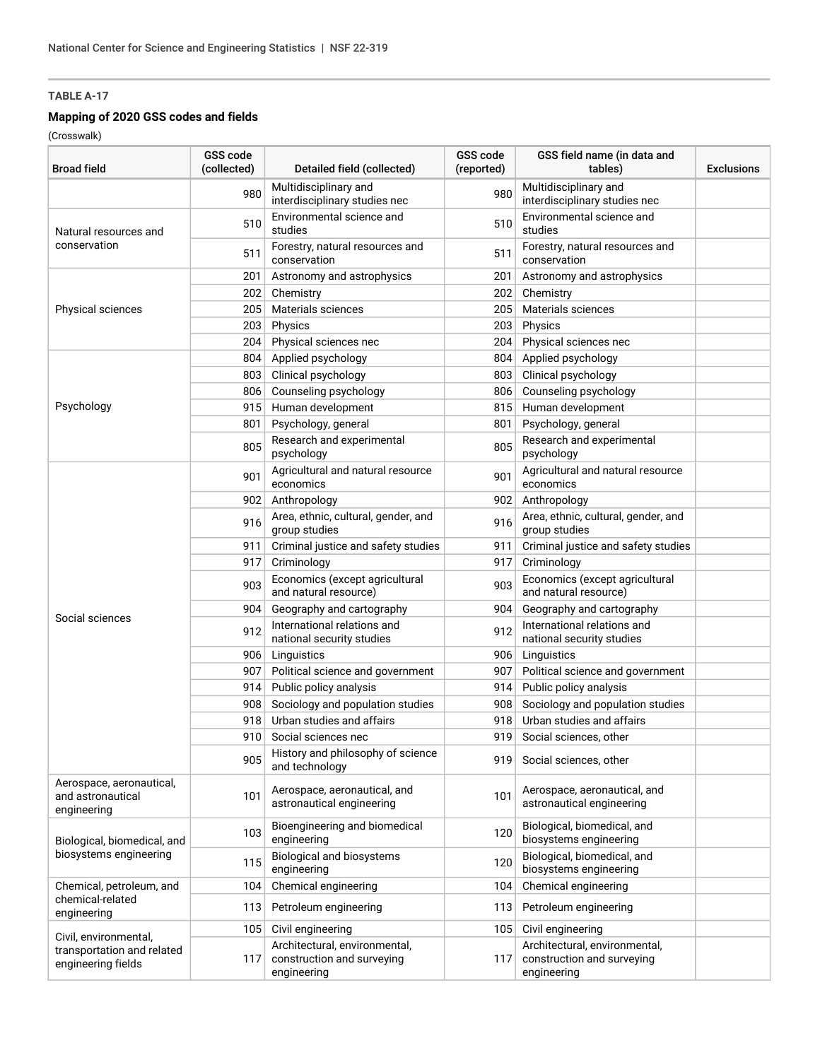**TABLE A-17**

### Mapping of 2020 GSS codes and fields

(Crosswalk)

| Broad field | GSS code (collected) | Detailed field (collected) | GSS code (reported) | GSS field name (in data and tables) | Exclusions |
|---|---|---|---|---|---|
| | 980 | Multidisciplinary and interdisciplinary studies nec | 980 | Multidisciplinary and interdisciplinary studies nec | |
| Natural resources and conservation | 510 | Environmental science and studies | 510 | Environmental science and studies | |
| | 511 | Forestry, natural resources and conservation | 511 | Forestry, natural resources and conservation | |
| Physical sciences | 201 | Astronomy and astrophysics | 201 | Astronomy and astrophysics | |
| | 202 | Chemistry | 202 | Chemistry | |
| | 205 | Materials sciences | 205 | Materials sciences | |
| | 203 | Physics | 203 | Physics | |
| | 204 | Physical sciences nec | 204 | Physical sciences nec | |
| Psychology | 804 | Applied psychology | 804 | Applied psychology | |
| | 803 | Clinical psychology | 803 | Clinical psychology | |
| | 806 | Counseling psychology | 806 | Counseling psychology | |
| | 915 | Human development | 815 | Human development | |
| | 801 | Psychology, general | 801 | Psychology, general | |
| | 805 | Research and experimental psychology | 805 | Research and experimental psychology | |
| Social sciences | 901 | Agricultural and natural resource economics | 901 | Agricultural and natural resource economics | |
| | 902 | Anthropology | 902 | Anthropology | |
| | 916 | Area, ethnic, cultural, gender, and group studies | 916 | Area, ethnic, cultural, gender, and group studies | |
| | 911 | Criminal justice and safety studies | 911 | Criminal justice and safety studies | |
| | 917 | Criminology | 917 | Criminology | |
| | 903 | Economics (except agricultural and natural resource) | 903 | Economics (except agricultural and natural resource) | |
| | 904 | Geography and cartography | 904 | Geography and cartography | |
| | 912 | International relations and national security studies | 912 | International relations and national security studies | |
| | 906 | Linguistics | 906 | Linguistics | |
| | 907 | Political science and government | 907 | Political science and government | |
| | 914 | Public policy analysis | 914 | Public policy analysis | |
| | 908 | Sociology and population studies | 908 | Sociology and population studies | |
| | 918 | Urban studies and affairs | 918 | Urban studies and affairs | |
| | 910 | Social sciences nec | 919 | Social sciences, other | |
| | 905 | History and philosophy of science and technology | 919 | Social sciences, other | |
| Aerospace, aeronautical, and astronautical engineering | 101 | Aerospace, aeronautical, and astronautical engineering | 101 | Aerospace, aeronautical, and astronautical engineering | |
| Biological, biomedical, and biosystems engineering | 103 | Bioengineering and biomedical engineering | 120 | Biological, biomedical, and biosystems engineering | |
| | 115 | Biological and biosystems engineering | 120 | Biological, biomedical, and biosystems engineering | |
| Chemical, petroleum, and chemical-related engineering | 104 | Chemical engineering | 104 | Chemical engineering | |
| | 113 | Petroleum engineering | 113 | Petroleum engineering | |
| Civil, environmental, transportation and related engineering fields | 105 | Civil engineering | 105 | Civil engineering | |
| | 117 | Architectural, environmental, construction and surveying engineering | 117 | Architectural, environmental, construction and surveying engineering | |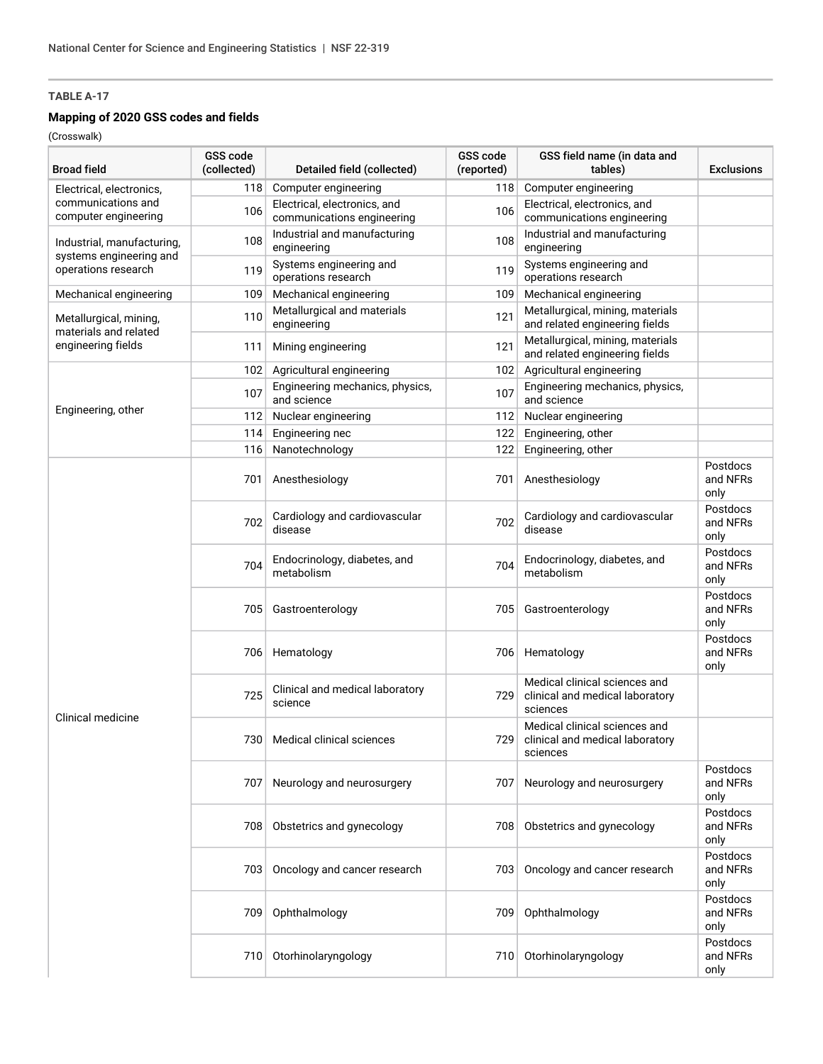**TABLE A-17**

**Mapping of 2020 GSS codes and fields**

(Crosswalk)

| Broad field | GSS code (collected) | Detailed field (collected) | GSS code (reported) | GSS field name (in data and tables) | Exclusions |
|---|---|---|---|---|---|
| Electrical, electronics, communications and computer engineering | 118 | Computer engineering | 118 | Computer engineering | |
| | 106 | Electrical, electronics, and communications engineering | 106 | Electrical, electronics, and communications engineering | |
| Industrial, manufacturing, systems engineering and operations research | 108 | Industrial and manufacturing engineering | 108 | Industrial and manufacturing engineering | |
| | 119 | Systems engineering and operations research | 119 | Systems engineering and operations research | |
| Mechanical engineering | 109 | Mechanical engineering | 109 | Mechanical engineering | |
| Metallurgical, mining, materials and related engineering fields | 110 | Metallurgical and materials engineering | 121 | Metallurgical, mining, materials and related engineering fields | |
| | 111 | Mining engineering | 121 | Metallurgical, mining, materials and related engineering fields | |
| Engineering, other | 102 | Agricultural engineering | 102 | Agricultural engineering | |
| | 107 | Engineering mechanics, physics, and science | 107 | Engineering mechanics, physics, and science | |
| | 112 | Nuclear engineering | 112 | Nuclear engineering | |
| | 114 | Engineering nec | 122 | Engineering, other | |
| | 116 | Nanotechnology | 122 | Engineering, other | |
| Clinical medicine | 701 | Anesthesiology | 701 | Anesthesiology | Postdocs and NFRs only |
| | 702 | Cardiology and cardiovascular disease | 702 | Cardiology and cardiovascular disease | Postdocs and NFRs only |
| | 704 | Endocrinology, diabetes, and metabolism | 704 | Endocrinology, diabetes, and metabolism | Postdocs and NFRs only |
| | 705 | Gastroenterology | 705 | Gastroenterology | Postdocs and NFRs only |
| | 706 | Hematology | 706 | Hematology | Postdocs and NFRs only |
| | 725 | Clinical and medical laboratory science | 729 | Medical clinical sciences and clinical and medical laboratory sciences | |
| | 730 | Medical clinical sciences | 729 | Medical clinical sciences and clinical and medical laboratory sciences | |
| | 707 | Neurology and neurosurgery | 707 | Neurology and neurosurgery | Postdocs and NFRs only |
| | 708 | Obstetrics and gynecology | 708 | Obstetrics and gynecology | Postdocs and NFRs only |
| | 703 | Oncology and cancer research | 703 | Oncology and cancer research | Postdocs and NFRs only |
| | 709 | Ophthalmology | 709 | Ophthalmology | Postdocs and NFRs only |
| | 710 | Otorhinolaryngology | 710 | Otorhinolaryngology | Postdocs and NFRs only |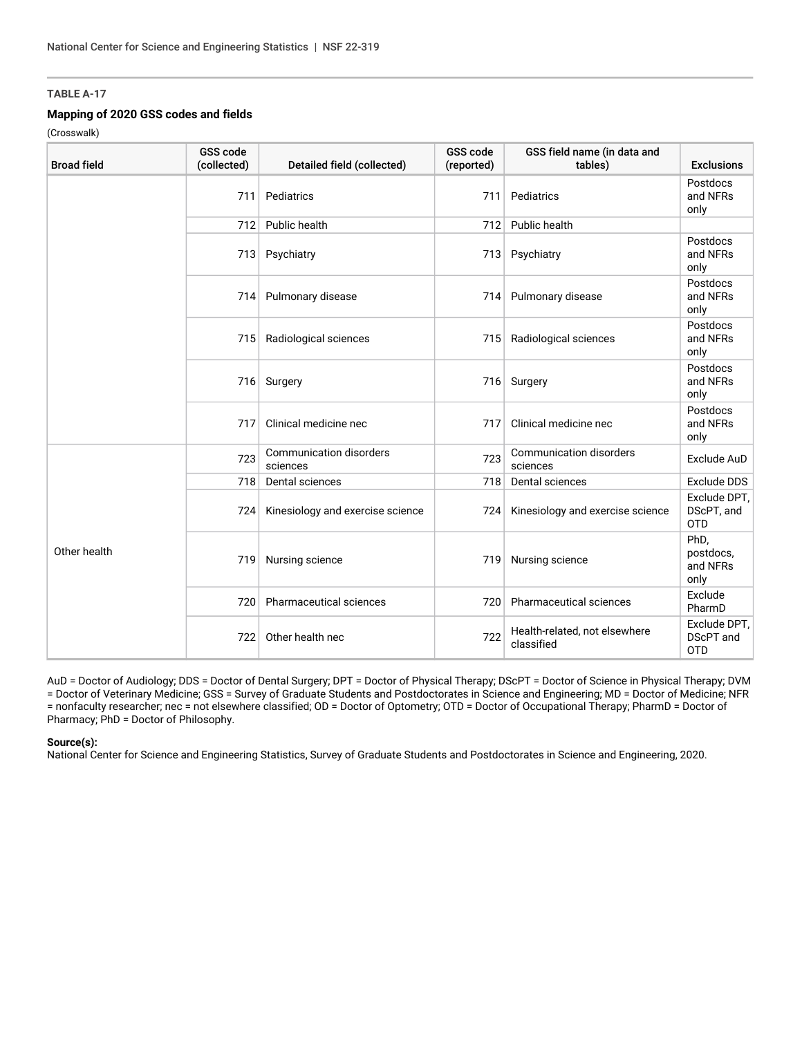TABLE A-17

### Mapping of 2020 GSS codes and fields

(Crosswalk)

| Broad field | GSS code (collected) | Detailed field (collected) | GSS code (reported) | GSS field name (in data and tables) | Exclusions |
|---|---|---|---|---|---|
| | 711 | Pediatrics | 711 | Pediatrics | Postdocs and NFRs only |
| | 712 | Public health | 712 | Public health | |
| | 713 | Psychiatry | 713 | Psychiatry | Postdocs and NFRs only |
| | 714 | Pulmonary disease | 714 | Pulmonary disease | Postdocs and NFRs only |
| | 715 | Radiological sciences | 715 | Radiological sciences | Postdocs and NFRs only |
| | 716 | Surgery | 716 | Surgery | Postdocs and NFRs only |
| | 717 | Clinical medicine nec | 717 | Clinical medicine nec | Postdocs and NFRs only |
| Other health | 723 | Communication disorders sciences | 723 | Communication disorders sciences | Exclude AuD |
| | 718 | Dental sciences | 718 | Dental sciences | Exclude DDS |
| | 724 | Kinesiology and exercise science | 724 | Kinesiology and exercise science | Exclude DPT, DScPT, and OTD |
| | 719 | Nursing science | 719 | Nursing science | PhD, postdocs, and NFRs only |
| | 720 | Pharmaceutical sciences | 720 | Pharmaceutical sciences | Exclude PharmD |
| | 722 | Other health nec | 722 | Health-related, not elsewhere classified | Exclude DPT, DScPT and OTD |

AuD = Doctor of Audiology; DDS = Doctor of Dental Surgery; DPT = Doctor of Physical Therapy; DScPT = Doctor of Science in Physical Therapy; DVM = Doctor of Veterinary Medicine; GSS = Survey of Graduate Students and Postdoctorates in Science and Engineering; MD = Doctor of Medicine; NFR = nonfaculty researcher; nec = not elsewhere classified; OD = Doctor of Optometry; OTD = Doctor of Occupational Therapy; PharmD = Doctor of Pharmacy; PhD = Doctor of Philosophy.

**Source(s):**
National Center for Science and Engineering Statistics, Survey of Graduate Students and Postdoctorates in Science and Engineering, 2020.